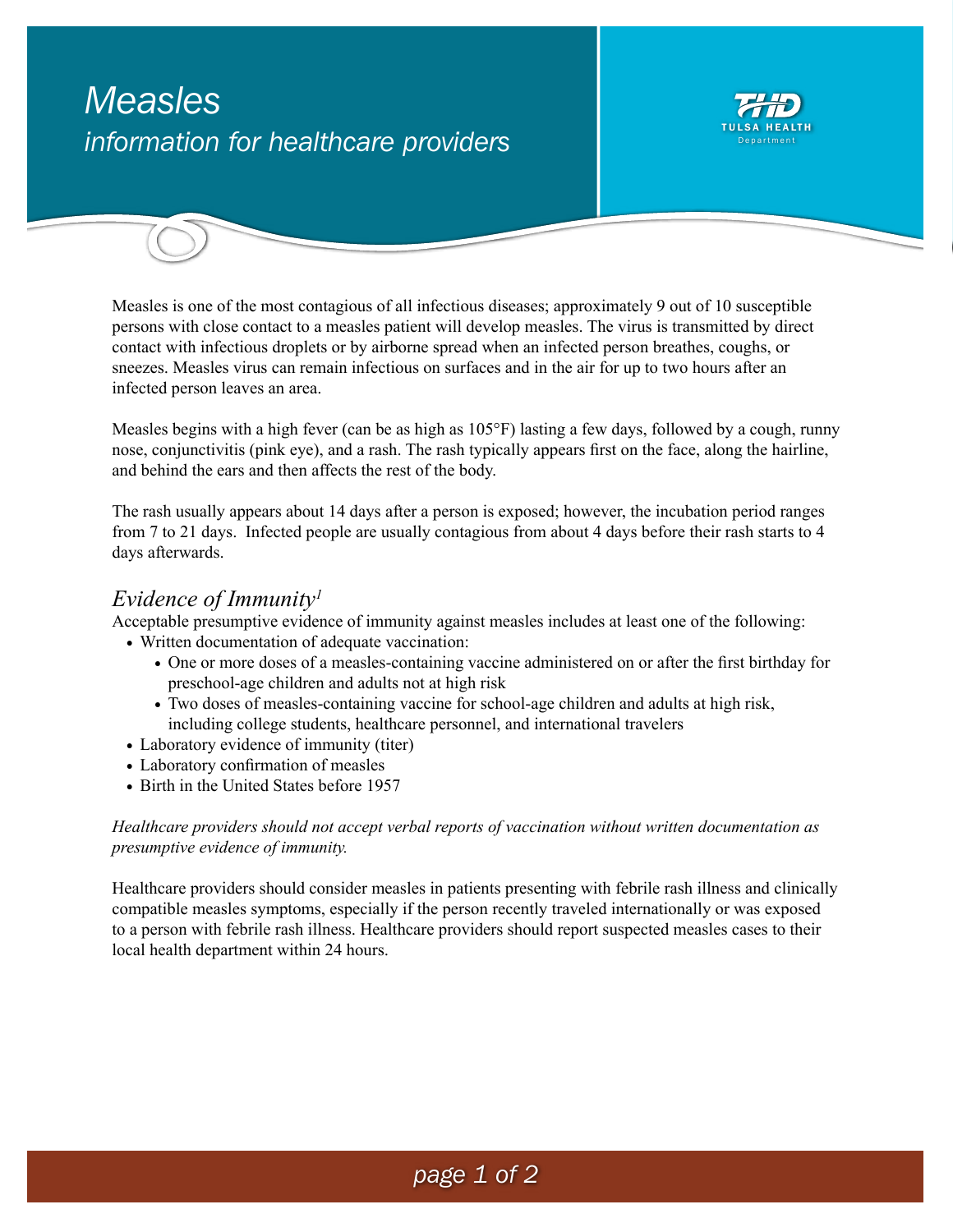# Measles

## *information for healthcare providers*

TULSA HEALTH Department

Measles is one of the most contagious of all infectious diseases; approximately 9 out of 10 susceptible persons with close contact to a measles patient will develop measles. The virus is transmitted by direct contact with infectious droplets or by airborne spread when an infected person breathes, coughs, or sneezes. Measles virus can remain infectious on surfaces and in the air for up to two hours after an infected person leaves an area.

Measles begins with a high fever (can be as high as 105°F) lasting a few days, followed by a cough, runny nose, conjunctivitis (pink eye), and a rash. The rash typically appears first on the face, along the hairline, and behind the ears and then affects the rest of the body.

The rash usually appears about 14 days after a person is exposed; however, the incubation period ranges from 7 to 21 days. Infected people are usually contagious from about 4 days before their rash starts to 4 days afterwards.

### *Evidence of Immunity*[1]

Acceptable presumptive evidence of immunity against measles includes at least one of the following:

- Written documentation of adequate vaccination:
  - One or more doses of a measles-containing vaccine administered on or after the first birthday for preschool-age children and adults not at high risk
  - Two doses of measles-containing vaccine for school-age children and adults at high risk, including college students, healthcare personnel, and international travelers
- Laboratory evidence of immunity (titer)
- Laboratory confirmation of measles
- Birth in the United States before 1957

*Healthcare providers should not accept verbal reports of vaccination without written documentation as presumptive evidence of immunity.*

Healthcare providers should consider measles in patients presenting with febrile rash illness and clinically compatible measles symptoms, especially if the person recently traveled internationally or was exposed to a person with febrile rash illness. Healthcare providers should report suspected measles cases to their local health department within 24 hours.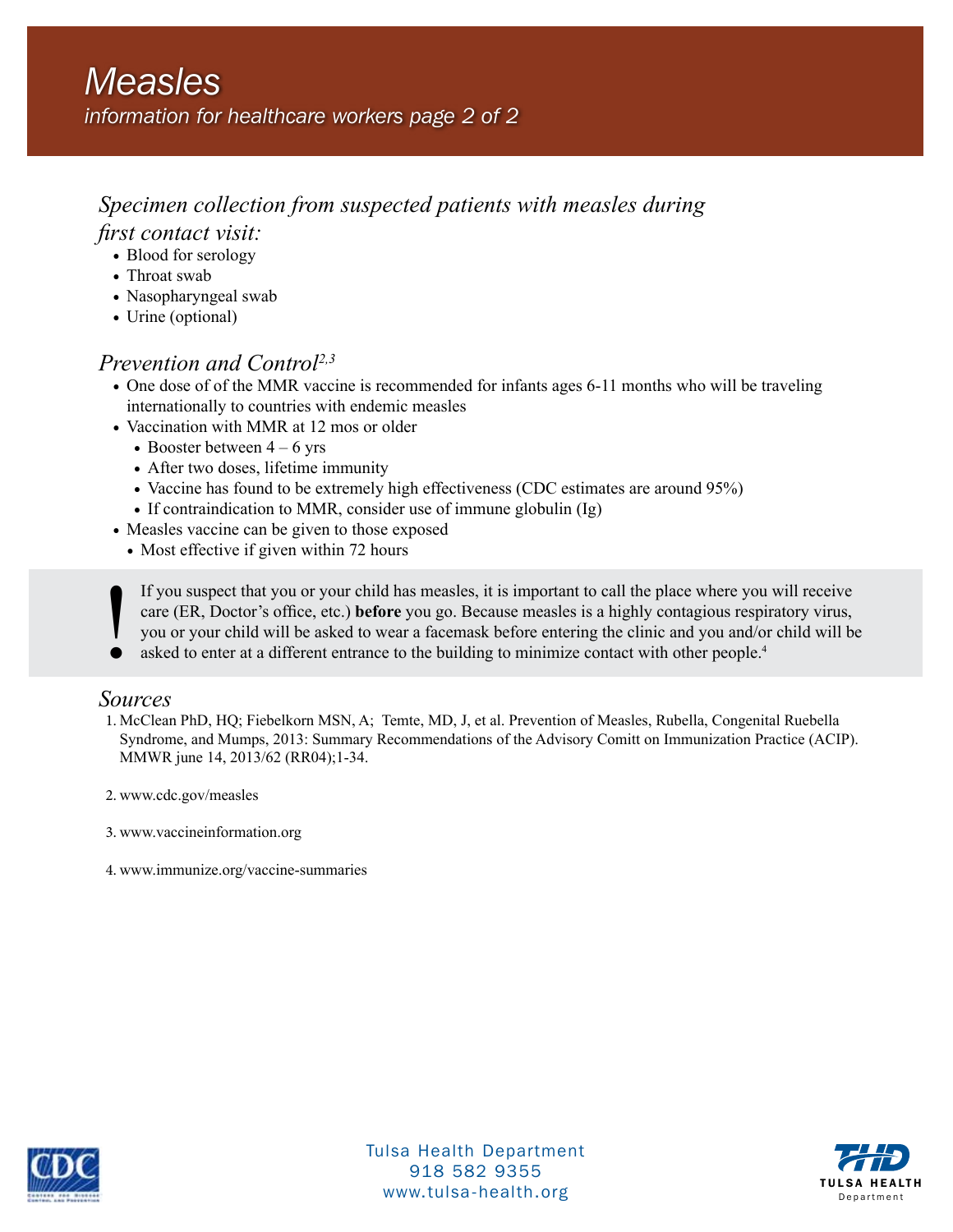# Measles

*information for healthcare workers page 2 of 2*

## *Specimen collection from suspected patients with measles during first contact visit:*

- Blood for serology
- Throat swab
- Nasopharyngeal swab
- Urine (optional)

## *Prevention and Control*[2,3]

- One dose of of the MMR vaccine is recommended for infants ages 6-11 months who will be traveling internationally to countries with endemic measles
- Vaccination with MMR at 12 mos or older
  - Booster between 4 – 6 yrs
  - After two doses, lifetime immunity
  - Vaccine has found to be extremely high effectiveness (CDC estimates are around 95%)
  - If contraindication to MMR, consider use of immune globulin (Ig)
- Measles vaccine can be given to those exposed
  - Most effective if given within 72 hours

**!** If you suspect that you or your child has measles, it is important to call the place where you will receive care (ER, Doctor's office, etc.) **before** you go. Because measles is a highly contagious respiratory virus, you or your child will be asked to wear a facemask before entering the clinic and you and/or child will be asked to enter at a different entrance to the building to minimize contact with other people.[4]

## *Sources*

1. McClean PhD, HQ; Fiebelkorn MSN, A; Temte, MD, J, et al. Prevention of Measles, Rubella, Congenital Ruebella Syndrome, and Mumps, 2013: Summary Recommendations of the Advisory Comitt on Immunization Practice (ACIP). MMWR june 14, 2013/62 (RR04);1-34.

2. www.cdc.gov/measles

3. www.vaccineinformation.org

4. www.immunize.org/vaccine-summaries

Tulsa Health Department
918 582 9355
www.tulsa-health.org